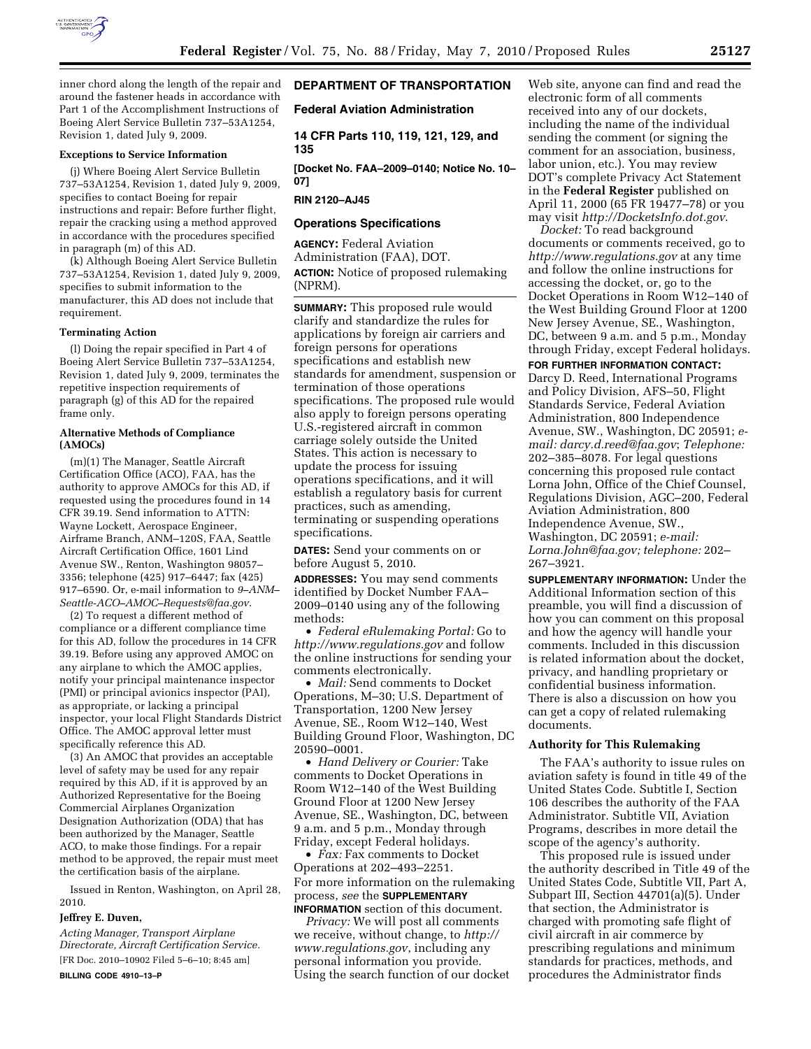inner chord along the length of the repair and around the fastener heads in accordance with Part 1 of the Accomplishment Instructions of Boeing Alert Service Bulletin 737–53A1254, Revision 1, dated July 9, 2009.

**Exceptions to Service Information**

(j) Where Boeing Alert Service Bulletin 737–53A1254, Revision 1, dated July 9, 2009, specifies to contact Boeing for repair instructions and repair: Before further flight, repair the cracking using a method approved in accordance with the procedures specified in paragraph (m) of this AD.

(k) Although Boeing Alert Service Bulletin 737–53A1254, Revision 1, dated July 9, 2009, specifies to submit information to the manufacturer, this AD does not include that requirement.

**Terminating Action**

(l) Doing the repair specified in Part 4 of Boeing Alert Service Bulletin 737–53A1254, Revision 1, dated July 9, 2009, terminates the repetitive inspection requirements of paragraph (g) of this AD for the repaired frame only.

**Alternative Methods of Compliance (AMOCs)**

(m)(1) The Manager, Seattle Aircraft Certification Office (ACO), FAA, has the authority to approve AMOCs for this AD, if requested using the procedures found in 14 CFR 39.19. Send information to ATTN: Wayne Lockett, Aerospace Engineer, Airframe Branch, ANM–120S, FAA, Seattle Aircraft Certification Office, 1601 Lind Avenue SW., Renton, Washington 98057–3356; telephone (425) 917–6447; fax (425) 917–6590. Or, e-mail information to *9–ANM–Seattle-ACO–AMOC–Requests@faa.gov*.

(2) To request a different method of compliance or a different compliance time for this AD, follow the procedures in 14 CFR 39.19. Before using any approved AMOC on any airplane to which the AMOC applies, notify your principal maintenance inspector (PMI) or principal avionics inspector (PAI), as appropriate, or lacking a principal inspector, your local Flight Standards District Office. The AMOC approval letter must specifically reference this AD.

(3) An AMOC that provides an acceptable level of safety may be used for any repair required by this AD, if it is approved by an Authorized Representative for the Boeing Commercial Airplanes Organization Designation Authorization (ODA) that has been authorized by the Manager, Seattle ACO, to make those findings. For a repair method to be approved, the repair must meet the certification basis of the airplane.

Issued in Renton, Washington, on April 28, 2010.

**Jeffrey E. Duven,**

*Acting Manager, Transport Airplane Directorate, Aircraft Certification Service.*

[FR Doc. 2010–10902 Filed 5–6–10; 8:45 am]

**BILLING CODE 4910–13–P**

## DEPARTMENT OF TRANSPORTATION

### Federal Aviation Administration

### 14 CFR Parts 110, 119, 121, 129, and 135

**[Docket No. FAA–2009–0140; Notice No. 10–07]**

**RIN 2120–AJ45**

### Operations Specifications

**AGENCY:** Federal Aviation Administration (FAA), DOT.

**ACTION:** Notice of proposed rulemaking (NPRM).

**SUMMARY:** This proposed rule would clarify and standardize the rules for applications by foreign air carriers and foreign persons for operations specifications and establish new standards for amendment, suspension or termination of those operations specifications. The proposed rule would also apply to foreign persons operating U.S.-registered aircraft in common carriage solely outside the United States. This action is necessary to update the process for issuing operations specifications, and it will establish a regulatory basis for current practices, such as amending, terminating or suspending operations specifications.

**DATES:** Send your comments on or before August 5, 2010.

**ADDRESSES:** You may send comments identified by Docket Number FAA–2009–0140 using any of the following methods:

- *Federal eRulemaking Portal:* Go to *http://www.regulations.gov* and follow the online instructions for sending your comments electronically.
- *Mail:* Send comments to Docket Operations, M–30; U.S. Department of Transportation, 1200 New Jersey Avenue, SE., Room W12–140, West Building Ground Floor, Washington, DC 20590–0001.
- *Hand Delivery or Courier:* Take comments to Docket Operations in Room W12–140 of the West Building Ground Floor at 1200 New Jersey Avenue, SE., Washington, DC, between 9 a.m. and 5 p.m., Monday through Friday, except Federal holidays.
- *Fax:* Fax comments to Docket Operations at 202–493–2251.

For more information on the rulemaking process, *see* the **SUPPLEMENTARY INFORMATION** section of this document.

*Privacy:* We will post all comments we receive, without change, to *http://www.regulations.gov*, including any personal information you provide. Using the search function of our docket Web site, anyone can find and read the electronic form of all comments received into any of our dockets, including the name of the individual sending the comment (or signing the comment for an association, business, labor union, etc.). You may review DOT's complete Privacy Act Statement in the **Federal Register** published on April 11, 2000 (65 FR 19477–78) or you may visit *http://DocketsInfo.dot.gov*.

*Docket:* To read background documents or comments received, go to *http://www.regulations.gov* at any time and follow the online instructions for accessing the docket, or, go to the Docket Operations in Room W12–140 of the West Building Ground Floor at 1200 New Jersey Avenue, SE., Washington, DC, between 9 a.m. and 5 p.m., Monday through Friday, except Federal holidays.

**FOR FURTHER INFORMATION CONTACT:** Darcy D. Reed, International Programs and Policy Division, AFS–50, Flight Standards Service, Federal Aviation Administration, 800 Independence Avenue, SW., Washington, DC 20591; *e-mail: darcy.d.reed@faa.gov*; *Telephone:* 202–385–8078. For legal questions concerning this proposed rule contact Lorna John, Office of the Chief Counsel, Regulations Division, AGC–200, Federal Aviation Administration, 800 Independence Avenue, SW., Washington, DC 20591; *e-mail: Lorna.John@faa.gov; telephone:* 202–267–3921.

**SUPPLEMENTARY INFORMATION:** Under the Additional Information section of this preamble, you will find a discussion of how you can comment on this proposal and how the agency will handle your comments. Included in this discussion is related information about the docket, privacy, and handling proprietary or confidential business information. There is also a discussion on how you can get a copy of related rulemaking documents.

**Authority for This Rulemaking**

The FAA's authority to issue rules on aviation safety is found in title 49 of the United States Code. Subtitle I, Section 106 describes the authority of the FAA Administrator. Subtitle VII, Aviation Programs, describes in more detail the scope of the agency's authority.

This proposed rule is issued under the authority described in Title 49 of the United States Code, Subtitle VII, Part A, Subpart III, Section 44701(a)(5). Under that section, the Administrator is charged with promoting safe flight of civil aircraft in air commerce by prescribing regulations and minimum standards for practices, methods, and procedures the Administrator finds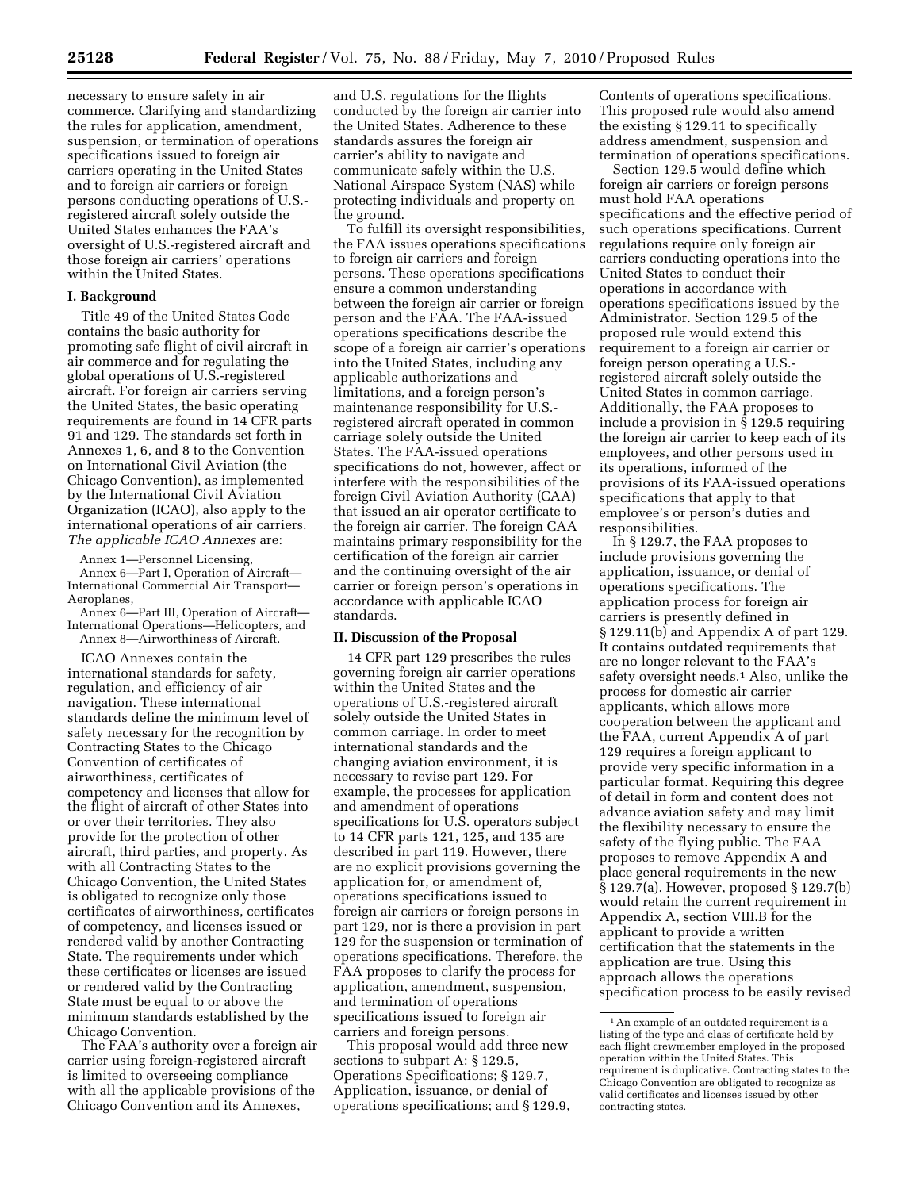necessary to ensure safety in air commerce. Clarifying and standardizing the rules for application, amendment, suspension, or termination of operations specifications issued to foreign air carriers operating in the United States and to foreign air carriers or foreign persons conducting operations of U.S.-registered aircraft solely outside the United States enhances the FAA's oversight of U.S.-registered aircraft and those foreign air carriers' operations within the United States.

## I. Background

Title 49 of the United States Code contains the basic authority for promoting safe flight of civil aircraft in air commerce and for regulating the global operations of U.S.-registered aircraft. For foreign air carriers serving the United States, the basic operating requirements are found in 14 CFR parts 91 and 129. The standards set forth in Annexes 1, 6, and 8 to the Convention on International Civil Aviation (the Chicago Convention), as implemented by the International Civil Aviation Organization (ICAO), also apply to the international operations of air carriers. *The applicable ICAO Annexes* are:

Annex 1—Personnel Licensing,

Annex 6—Part I, Operation of Aircraft—International Commercial Air Transport—Aeroplanes,

Annex 6—Part III, Operation of Aircraft—International Operations—Helicopters, and

Annex 8—Airworthiness of Aircraft.

ICAO Annexes contain the international standards for safety, regulation, and efficiency of air navigation. These international standards define the minimum level of safety necessary for the recognition by Contracting States to the Chicago Convention of certificates of airworthiness, certificates of competency and licenses that allow for the flight of aircraft of other States into or over their territories. They also provide for the protection of other aircraft, third parties, and property. As with all Contracting States to the Chicago Convention, the United States is obligated to recognize only those certificates of airworthiness, certificates of competency, and licenses issued or rendered valid by another Contracting State. The requirements under which these certificates or licenses are issued or rendered valid by the Contracting State must be equal to or above the minimum standards established by the Chicago Convention.

The FAA's authority over a foreign air carrier using foreign-registered aircraft is limited to overseeing compliance with all the applicable provisions of the Chicago Convention and its Annexes, and U.S. regulations for the flights conducted by the foreign air carrier into the United States. Adherence to these standards assures the foreign air carrier's ability to navigate and communicate safely within the U.S. National Airspace System (NAS) while protecting individuals and property on the ground.

To fulfill its oversight responsibilities, the FAA issues operations specifications to foreign air carriers and foreign persons. These operations specifications ensure a common understanding between the foreign air carrier or foreign person and the FAA. The FAA-issued operations specifications describe the scope of a foreign air carrier's operations into the United States, including any applicable authorizations and limitations, and a foreign person's maintenance responsibility for U.S.-registered aircraft operated in common carriage solely outside the United States. The FAA-issued operations specifications do not, however, affect or interfere with the responsibilities of the foreign Civil Aviation Authority (CAA) that issued an air operator certificate to the foreign air carrier. The foreign CAA maintains primary responsibility for the certification of the foreign air carrier and the continuing oversight of the air carrier or foreign person's operations in accordance with applicable ICAO standards.

## II. Discussion of the Proposal

14 CFR part 129 prescribes the rules governing foreign air carrier operations within the United States and the operations of U.S.-registered aircraft solely outside the United States in common carriage. In order to meet international standards and the changing aviation environment, it is necessary to revise part 129. For example, the processes for application and amendment of operations specifications for U.S. operators subject to 14 CFR parts 121, 125, and 135 are described in part 119. However, there are no explicit provisions governing the application for, or amendment of, operations specifications issued to foreign air carriers or foreign persons in part 129, nor is there a provision in part 129 for the suspension or termination of operations specifications. Therefore, the FAA proposes to clarify the process for application, amendment, suspension, and termination of operations specifications issued to foreign air carriers and foreign persons.

This proposal would add three new sections to subpart A: § 129.5, Operations Specifications; § 129.7, Application, issuance, or denial of operations specifications; and § 129.9, Contents of operations specifications. This proposed rule would also amend the existing § 129.11 to specifically address amendment, suspension and termination of operations specifications.

Section 129.5 would define which foreign air carriers or foreign persons must hold FAA operations specifications and the effective period of such operations specifications. Current regulations require only foreign air carriers conducting operations into the United States to conduct their operations in accordance with operations specifications issued by the Administrator. Section 129.5 of the proposed rule would extend this requirement to a foreign air carrier or foreign person operating a U.S.-registered aircraft solely outside the United States in common carriage. Additionally, the FAA proposes to include a provision in § 129.5 requiring the foreign air carrier to keep each of its employees, and other persons used in its operations, informed of the provisions of its FAA-issued operations specifications that apply to that employee's or person's duties and responsibilities.

In § 129.7, the FAA proposes to include provisions governing the application, issuance, or denial of operations specifications. The application process for foreign air carriers is presently defined in § 129.11(b) and Appendix A of part 129. It contains outdated requirements that are no longer relevant to the FAA's safety oversight needs.[1] Also, unlike the process for domestic air carrier applicants, which allows more cooperation between the applicant and the FAA, current Appendix A of part 129 requires a foreign applicant to provide very specific information in a particular format. Requiring this degree of detail in form and content does not advance aviation safety and may limit the flexibility necessary to ensure the safety of the flying public. The FAA proposes to remove Appendix A and place general requirements in the new § 129.7(a). However, proposed § 129.7(b) would retain the current requirement in Appendix A, section VIII.B for the applicant to provide a written certification that the statements in the application are true. Using this approach allows the operations specification process to be easily revised

[1] An example of an outdated requirement is a listing of the type and class of certificate held by each flight crewmember employed in the proposed operation within the United States. This requirement is duplicative. Contracting states to the Chicago Convention are obligated to recognize as valid certificates and licenses issued by other contracting states.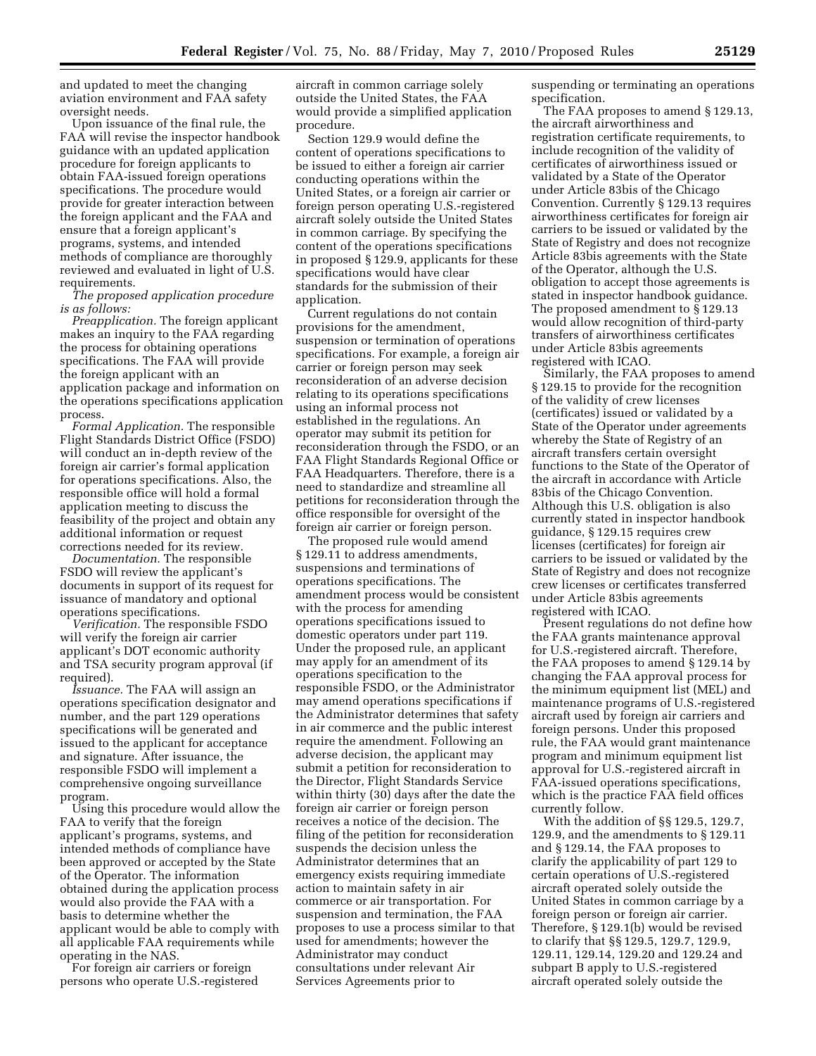and updated to meet the changing aviation environment and FAA safety oversight needs.

Upon issuance of the final rule, the FAA will revise the inspector handbook guidance with an updated application procedure for foreign applicants to obtain FAA-issued foreign operations specifications. The procedure would provide for greater interaction between the foreign applicant and the FAA and ensure that a foreign applicant's programs, systems, and intended methods of compliance are thoroughly reviewed and evaluated in light of U.S. requirements.

*The proposed application procedure is as follows:*

*Preapplication.* The foreign applicant makes an inquiry to the FAA regarding the process for obtaining operations specifications. The FAA will provide the foreign applicant with an application package and information on the operations specifications application process.

*Formal Application.* The responsible Flight Standards District Office (FSDO) will conduct an in-depth review of the foreign air carrier's formal application for operations specifications. Also, the responsible office will hold a formal application meeting to discuss the feasibility of the project and obtain any additional information or request corrections needed for its review.

*Documentation.* The responsible FSDO will review the applicant's documents in support of its request for issuance of mandatory and optional operations specifications.

*Verification.* The responsible FSDO will verify the foreign air carrier applicant's DOT economic authority and TSA security program approval (if required).

*Issuance.* The FAA will assign an operations specification designator and number, and the part 129 operations specifications will be generated and issued to the applicant for acceptance and signature. After issuance, the responsible FSDO will implement a comprehensive ongoing surveillance program.

Using this procedure would allow the FAA to verify that the foreign applicant's programs, systems, and intended methods of compliance have been approved or accepted by the State of the Operator. The information obtained during the application process would also provide the FAA with a basis to determine whether the applicant would be able to comply with all applicable FAA requirements while operating in the NAS.

For foreign air carriers or foreign persons who operate U.S.-registered aircraft in common carriage solely outside the United States, the FAA would provide a simplified application procedure.

Section 129.9 would define the content of operations specifications to be issued to either a foreign air carrier conducting operations within the United States, or a foreign air carrier or foreign person operating U.S.-registered aircraft solely outside the United States in common carriage. By specifying the content of the operations specifications in proposed § 129.9, applicants for these specifications would have clear standards for the submission of their application.

Current regulations do not contain provisions for the amendment, suspension or termination of operations specifications. For example, a foreign air carrier or foreign person may seek reconsideration of an adverse decision relating to its operations specifications using an informal process not established in the regulations. An operator may submit its petition for reconsideration through the FSDO, or an FAA Flight Standards Regional Office or FAA Headquarters. Therefore, there is a need to standardize and streamline all petitions for reconsideration through the office responsible for oversight of the foreign air carrier or foreign person.

The proposed rule would amend § 129.11 to address amendments, suspensions and terminations of operations specifications. The amendment process would be consistent with the process for amending operations specifications issued to domestic operators under part 119. Under the proposed rule, an applicant may apply for an amendment of its operations specification to the responsible FSDO, or the Administrator may amend operations specifications if the Administrator determines that safety in air commerce and the public interest require the amendment. Following an adverse decision, the applicant may submit a petition for reconsideration to the Director, Flight Standards Service within thirty (30) days after the date the foreign air carrier or foreign person receives a notice of the decision. The filing of the petition for reconsideration suspends the decision unless the Administrator determines that an emergency exists requiring immediate action to maintain safety in air commerce or air transportation. For suspension and termination, the FAA proposes to use a process similar to that used for amendments; however the Administrator may conduct consultations under relevant Air Services Agreements prior to suspending or terminating an operations specification.

The FAA proposes to amend § 129.13, the aircraft airworthiness and registration certificate requirements, to include recognition of the validity of certificates of airworthiness issued or validated by a State of the Operator under Article 83bis of the Chicago Convention. Currently § 129.13 requires airworthiness certificates for foreign air carriers to be issued or validated by the State of Registry and does not recognize Article 83bis agreements with the State of the Operator, although the U.S. obligation to accept those agreements is stated in inspector handbook guidance. The proposed amendment to § 129.13 would allow recognition of third-party transfers of airworthiness certificates under Article 83bis agreements registered with ICAO.

Similarly, the FAA proposes to amend § 129.15 to provide for the recognition of the validity of crew licenses (certificates) issued or validated by a State of the Operator under agreements whereby the State of Registry of an aircraft transfers certain oversight functions to the State of the Operator of the aircraft in accordance with Article 83bis of the Chicago Convention. Although this U.S. obligation is also currently stated in inspector handbook guidance, § 129.15 requires crew licenses (certificates) for foreign air carriers to be issued or validated by the State of Registry and does not recognize crew licenses or certificates transferred under Article 83bis agreements registered with ICAO.

Present regulations do not define how the FAA grants maintenance approval for U.S.-registered aircraft. Therefore, the FAA proposes to amend § 129.14 by changing the FAA approval process for the minimum equipment list (MEL) and maintenance programs of U.S.-registered aircraft used by foreign air carriers and foreign persons. Under this proposed rule, the FAA would grant maintenance program and minimum equipment list approval for U.S.-registered aircraft in FAA-issued operations specifications, which is the practice FAA field offices currently follow.

With the addition of §§ 129.5, 129.7, 129.9, and the amendments to § 129.11 and § 129.14, the FAA proposes to clarify the applicability of part 129 to certain operations of U.S.-registered aircraft operated solely outside the United States in common carriage by a foreign person or foreign air carrier. Therefore, § 129.1(b) would be revised to clarify that §§ 129.5, 129.7, 129.9, 129.11, 129.14, 129.20 and 129.24 and subpart B apply to U.S.-registered aircraft operated solely outside the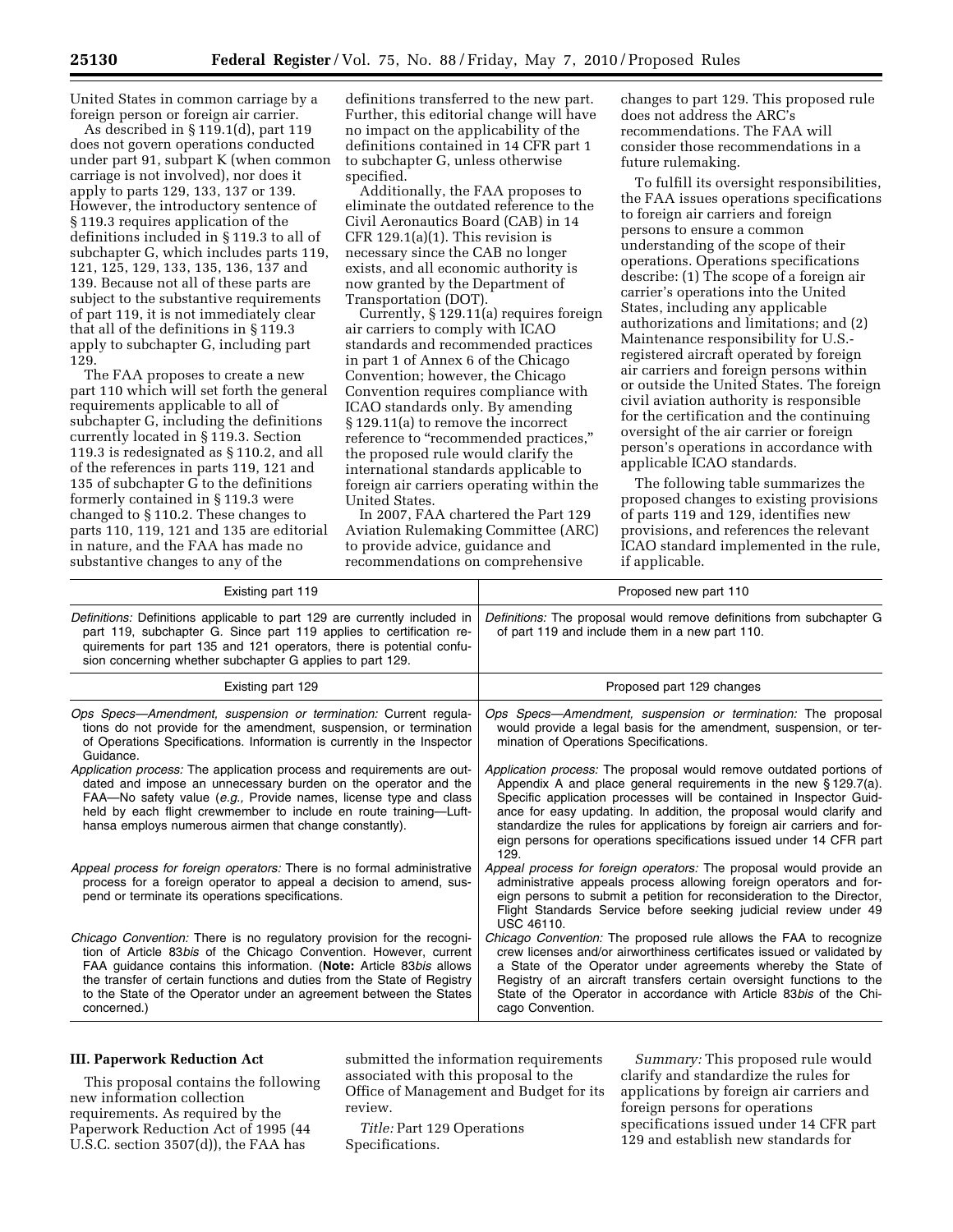United States in common carriage by a foreign person or foreign air carrier.

As described in § 119.1(d), part 119 does not govern operations conducted under part 91, subpart K (when common carriage is not involved), nor does it apply to parts 129, 133, 137 or 139. However, the introductory sentence of § 119.3 requires application of the definitions included in § 119.3 to all of subchapter G, which includes parts 119, 121, 125, 129, 133, 135, 136, 137 and 139. Because not all of these parts are subject to the substantive requirements of part 119, it is not immediately clear that all of the definitions in § 119.3 apply to subchapter G, including part 129.

The FAA proposes to create a new part 110 which will set forth the general requirements applicable to all of subchapter G, including the definitions currently located in § 119.3. Section 119.3 is redesignated as § 110.2, and all of the references in parts 119, 121 and 135 of subchapter G to the definitions formerly contained in § 119.3 were changed to § 110.2. These changes to parts 110, 119, 121 and 135 are editorial in nature, and the FAA has made no substantive changes to any of the definitions transferred to the new part. Further, this editorial change will have no impact on the applicability of the definitions contained in 14 CFR part 1 to subchapter G, unless otherwise specified.

Additionally, the FAA proposes to eliminate the outdated reference to the Civil Aeronautics Board (CAB) in 14 CFR 129.1(a)(1). This revision is necessary since the CAB no longer exists, and all economic authority is now granted by the Department of Transportation (DOT).

Currently, § 129.11(a) requires foreign air carriers to comply with ICAO standards and recommended practices in part 1 of Annex 6 of the Chicago Convention; however, the Chicago Convention requires compliance with ICAO standards only. By amending § 129.11(a) to remove the incorrect reference to "recommended practices," the proposed rule would clarify the international standards applicable to foreign air carriers operating within the United States.

In 2007, FAA chartered the Part 129 Aviation Rulemaking Committee (ARC) to provide advice, guidance and recommendations on comprehensive changes to part 129. This proposed rule does not address the ARC's recommendations. The FAA will consider those recommendations in a future rulemaking.

To fulfill its oversight responsibilities, the FAA issues operations specifications to foreign air carriers and foreign persons to ensure a common understanding of the scope of their operations. Operations specifications describe: (1) The scope of a foreign air carrier's operations into the United States, including any applicable authorizations and limitations; and (2) Maintenance responsibility for U.S.-registered aircraft operated by foreign air carriers and foreign persons within or outside the United States. The foreign civil aviation authority is responsible for the certification and the continuing oversight of the air carrier or foreign person's operations in accordance with applicable ICAO standards.

The following table summarizes the proposed changes to existing provisions of parts 119 and 129, identifies new provisions, and references the relevant ICAO standard implemented in the rule, if applicable.

| Existing part 119 | Proposed new part 110 |
|---|---|
| *Definitions:* Definitions applicable to part 129 are currently included in part 119, subchapter G. Since part 119 applies to certification requirements for part 135 and 121 operators, there is potential confusion concerning whether subchapter G applies to part 129. | *Definitions:* The proposal would remove definitions from subchapter G of part 119 and include them in a new part 110. |
| **Existing part 129** | **Proposed part 129 changes** |
| *Ops Specs—Amendment, suspension or termination:* Current regulations do not provide for the amendment, suspension, or termination of Operations Specifications. Information is currently in the Inspector Guidance. | *Ops Specs—Amendment, suspension or termination:* The proposal would provide a legal basis for the amendment, suspension, or termination of Operations Specifications. |
| *Application process:* The application process and requirements are outdated and impose an unnecessary burden on the operator and the FAA—No safety value (*e.g.,* Provide names, license type and class held by each flight crewmember to include en route training—Lufthansa employs numerous airmen that change constantly). | *Application process:* The proposal would remove outdated portions of Appendix A and place general requirements in the new § 129.7(a). Specific application processes will be contained in Inspector Guidance for easy updating. In addition, the proposal would clarify and standardize the rules for applications by foreign air carriers and foreign persons for operations specifications issued under 14 CFR part 129. |
| *Appeal process for foreign operators:* There is no formal administrative process for a foreign operator to appeal a decision to amend, suspend or terminate its operations specifications. | *Appeal process for foreign operators:* The proposal would provide an administrative appeals process allowing foreign operators and foreign persons to submit a petition for reconsideration to the Director, Flight Standards Service before seeking judicial review under 49 USC 46110. |
| *Chicago Convention:* There is no regulatory provision for the recognition of Article 83*bis* of the Chicago Convention. However, current FAA guidance contains this information. (**Note:** Article 83*bis* allows the transfer of certain functions and duties from the State of Registry to the State of the Operator under an agreement between the States concerned.) | *Chicago Convention:* The proposed rule allows the FAA to recognize crew licenses and/or airworthiness certificates issued or validated by a State of the Operator under agreements whereby the State of Registry of an aircraft transfers certain oversight functions to the State of the Operator in accordance with Article 83*bis* of the Chicago Convention. |

### III. Paperwork Reduction Act

This proposal contains the following new information collection requirements. As required by the Paperwork Reduction Act of 1995 (44 U.S.C. section 3507(d)), the FAA has submitted the information requirements associated with this proposal to the Office of Management and Budget for its review.

*Title:* Part 129 Operations Specifications.

*Summary:* This proposed rule would clarify and standardize the rules for applications by foreign air carriers and foreign persons for operations specifications issued under 14 CFR part 129 and establish new standards for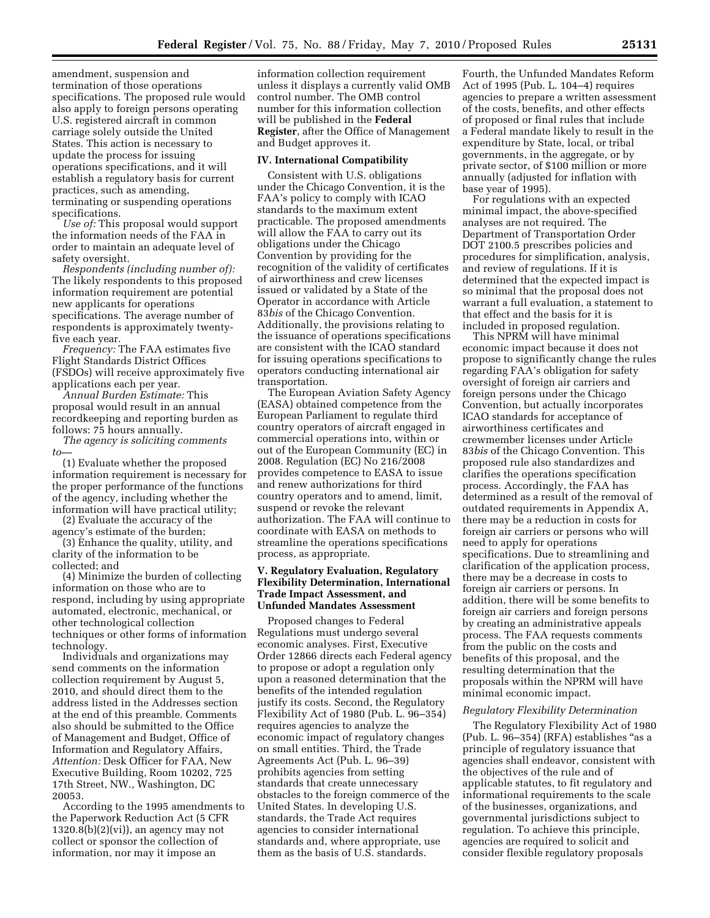amendment, suspension and termination of those operations specifications. The proposed rule would also apply to foreign persons operating U.S. registered aircraft in common carriage solely outside the United States. This action is necessary to update the process for issuing operations specifications, and it will establish a regulatory basis for current practices, such as amending, terminating or suspending operations specifications.

*Use of:* This proposal would support the information needs of the FAA in order to maintain an adequate level of safety oversight.

*Respondents (including number of):* The likely respondents to this proposed information requirement are potential new applicants for operations specifications. The average number of respondents is approximately twenty-five each year.

*Frequency:* The FAA estimates five Flight Standards District Offices (FSDOs) will receive approximately five applications each per year.

*Annual Burden Estimate:* This proposal would result in an annual recordkeeping and reporting burden as follows: 75 hours annually.

*The agency is soliciting comments to*—

(1) Evaluate whether the proposed information requirement is necessary for the proper performance of the functions of the agency, including whether the information will have practical utility;

(2) Evaluate the accuracy of the agency's estimate of the burden;

(3) Enhance the quality, utility, and clarity of the information to be collected; and

(4) Minimize the burden of collecting information on those who are to respond, including by using appropriate automated, electronic, mechanical, or other technological collection techniques or other forms of information technology.

Individuals and organizations may send comments on the information collection requirement by August 5, 2010, and should direct them to the address listed in the Addresses section at the end of this preamble. Comments also should be submitted to the Office of Management and Budget, Office of Information and Regulatory Affairs, *Attention:* Desk Officer for FAA, New Executive Building, Room 10202, 725 17th Street, NW., Washington, DC 20053.

According to the 1995 amendments to the Paperwork Reduction Act (5 CFR 1320.8(b)(2)(vi)), an agency may not collect or sponsor the collection of information, nor may it impose an information collection requirement unless it displays a currently valid OMB control number. The OMB control number for this information collection will be published in the **Federal Register**, after the Office of Management and Budget approves it.

## IV. International Compatibility

Consistent with U.S. obligations under the Chicago Convention, it is the FAA's policy to comply with ICAO standards to the maximum extent practicable. The proposed amendments will allow the FAA to carry out its obligations under the Chicago Convention by providing for the recognition of the validity of certificates of airworthiness and crew licenses issued or validated by a State of the Operator in accordance with Article 83*bis* of the Chicago Convention. Additionally, the provisions relating to the issuance of operations specifications are consistent with the ICAO standard for issuing operations specifications to operators conducting international air transportation.

The European Aviation Safety Agency (EASA) obtained competence from the European Parliament to regulate third country operators of aircraft engaged in commercial operations into, within or out of the European Community (EC) in 2008. Regulation (EC) No 216/2008 provides competence to EASA to issue and renew authorizations for third country operators and to amend, limit, suspend or revoke the relevant authorization. The FAA will continue to coordinate with EASA on methods to streamline the operations specifications process, as appropriate.

## V. Regulatory Evaluation, Regulatory Flexibility Determination, International Trade Impact Assessment, and Unfunded Mandates Assessment

Proposed changes to Federal Regulations must undergo several economic analyses. First, Executive Order 12866 directs each Federal agency to propose or adopt a regulation only upon a reasoned determination that the benefits of the intended regulation justify its costs. Second, the Regulatory Flexibility Act of 1980 (Pub. L. 96–354) requires agencies to analyze the economic impact of regulatory changes on small entities. Third, the Trade Agreements Act (Pub. L. 96–39) prohibits agencies from setting standards that create unnecessary obstacles to the foreign commerce of the United States. In developing U.S. standards, the Trade Act requires agencies to consider international standards and, where appropriate, use them as the basis of U.S. standards. Fourth, the Unfunded Mandates Reform Act of 1995 (Pub. L. 104–4) requires agencies to prepare a written assessment of the costs, benefits, and other effects of proposed or final rules that include a Federal mandate likely to result in the expenditure by State, local, or tribal governments, in the aggregate, or by private sector, of $100 million or more annually (adjusted for inflation with base year of 1995).

For regulations with an expected minimal impact, the above-specified analyses are not required. The Department of Transportation Order DOT 2100.5 prescribes policies and procedures for simplification, analysis, and review of regulations. If it is determined that the expected impact is so minimal that the proposal does not warrant a full evaluation, a statement to that effect and the basis for it is included in proposed regulation.

This NPRM will have minimal economic impact because it does not propose to significantly change the rules regarding FAA's obligation for safety oversight of foreign air carriers and foreign persons under the Chicago Convention, but actually incorporates ICAO standards for acceptance of airworthiness certificates and crewmember licenses under Article 83*bis* of the Chicago Convention. This proposed rule also standardizes and clarifies the operations specification process. Accordingly, the FAA has determined as a result of the removal of outdated requirements in Appendix A, there may be a reduction in costs for foreign air carriers or persons who will need to apply for operations specifications. Due to streamlining and clarification of the application process, there may be a decrease in costs to foreign air carriers or persons. In addition, there will be some benefits to foreign air carriers and foreign persons by creating an administrative appeals process. The FAA requests comments from the public on the costs and benefits of this proposal, and the resulting determination that the proposals within the NPRM will have minimal economic impact.

### *Regulatory Flexibility Determination*

The Regulatory Flexibility Act of 1980 (Pub. L. 96–354) (RFA) establishes "as a principle of regulatory issuance that agencies shall endeavor, consistent with the objectives of the rule and of applicable statutes, to fit regulatory and informational requirements to the scale of the businesses, organizations, and governmental jurisdictions subject to regulation. To achieve this principle, agencies are required to solicit and consider flexible regulatory proposals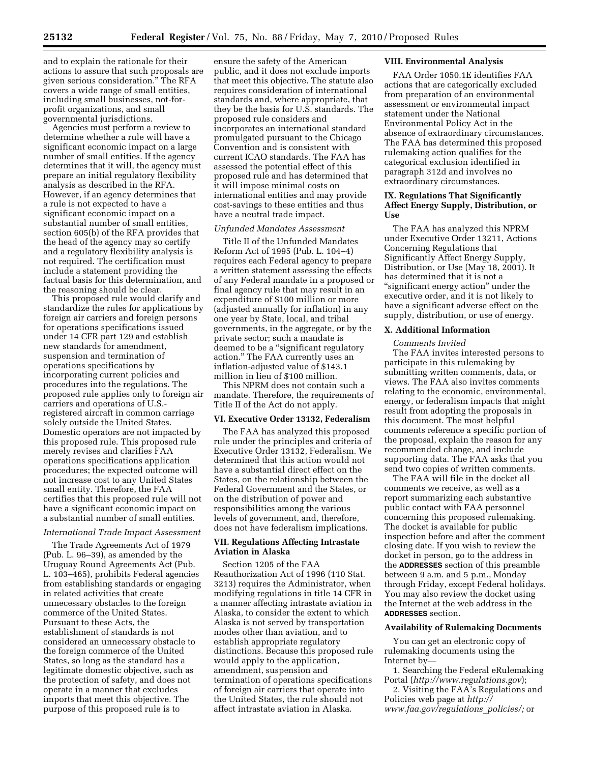and to explain the rationale for their actions to assure that such proposals are given serious consideration." The RFA covers a wide range of small entities, including small businesses, not-for-profit organizations, and small governmental jurisdictions.

Agencies must perform a review to determine whether a rule will have a significant economic impact on a large number of small entities. If the agency determines that it will, the agency must prepare an initial regulatory flexibility analysis as described in the RFA. However, if an agency determines that a rule is not expected to have a significant economic impact on a substantial number of small entities, section 605(b) of the RFA provides that the head of the agency may so certify and a regulatory flexibility analysis is not required. The certification must include a statement providing the factual basis for this determination, and the reasoning should be clear.

This proposed rule would clarify and standardize the rules for applications by foreign air carriers and foreign persons for operations specifications issued under 14 CFR part 129 and establish new standards for amendment, suspension and termination of operations specifications by incorporating current policies and procedures into the regulations. The proposed rule applies only to foreign air carriers and operations of U.S.-registered aircraft in common carriage solely outside the United States. Domestic operators are not impacted by this proposed rule. This proposed rule merely revises and clarifies FAA operations specifications application procedures; the expected outcome will not increase cost to any United States small entity. Therefore, the FAA certifies that this proposed rule will not have a significant economic impact on a substantial number of small entities.

*International Trade Impact Assessment*

The Trade Agreements Act of 1979 (Pub. L. 96–39), as amended by the Uruguay Round Agreements Act (Pub. L. 103–465), prohibits Federal agencies from establishing standards or engaging in related activities that create unnecessary obstacles to the foreign commerce of the United States. Pursuant to these Acts, the establishment of standards is not considered an unnecessary obstacle to the foreign commerce of the United States, so long as the standard has a legitimate domestic objective, such as the protection of safety, and does not operate in a manner that excludes imports that meet this objective. The purpose of this proposed rule is to ensure the safety of the American public, and it does not exclude imports that meet this objective. The statute also requires consideration of international standards and, where appropriate, that they be the basis for U.S. standards. The proposed rule considers and incorporates an international standard promulgated pursuant to the Chicago Convention and is consistent with current ICAO standards. The FAA has assessed the potential effect of this proposed rule and has determined that it will impose minimal costs on international entities and may provide cost-savings to these entities and thus have a neutral trade impact.

*Unfunded Mandates Assessment*

Title II of the Unfunded Mandates Reform Act of 1995 (Pub. L. 104–4) requires each Federal agency to prepare a written statement assessing the effects of any Federal mandate in a proposed or final agency rule that may result in an expenditure of $100 million or more (adjusted annually for inflation) in any one year by State, local, and tribal governments, in the aggregate, or by the private sector; such a mandate is deemed to be a "significant regulatory action." The FAA currently uses an inflation-adjusted value of $143.1 million in lieu of $100 million.

This NPRM does not contain such a mandate. Therefore, the requirements of Title II of the Act do not apply.

## VI. Executive Order 13132, Federalism

The FAA has analyzed this proposed rule under the principles and criteria of Executive Order 13132, Federalism. We determined that this action would not have a substantial direct effect on the States, on the relationship between the Federal Government and the States, or on the distribution of power and responsibilities among the various levels of government, and, therefore, does not have federalism implications.

## VII. Regulations Affecting Intrastate Aviation in Alaska

Section 1205 of the FAA Reauthorization Act of 1996 (110 Stat. 3213) requires the Administrator, when modifying regulations in title 14 CFR in a manner affecting intrastate aviation in Alaska, to consider the extent to which Alaska is not served by transportation modes other than aviation, and to establish appropriate regulatory distinctions. Because this proposed rule would apply to the application, amendment, suspension and termination of operations specifications of foreign air carriers that operate into the United States, the rule should not affect intrastate aviation in Alaska.

## VIII. Environmental Analysis

FAA Order 1050.1E identifies FAA actions that are categorically excluded from preparation of an environmental assessment or environmental impact statement under the National Environmental Policy Act in the absence of extraordinary circumstances. The FAA has determined this proposed rulemaking action qualifies for the categorical exclusion identified in paragraph 312d and involves no extraordinary circumstances.

## IX. Regulations That Significantly Affect Energy Supply, Distribution, or Use

The FAA has analyzed this NPRM under Executive Order 13211, Actions Concerning Regulations that Significantly Affect Energy Supply, Distribution, or Use (May 18, 2001). It has determined that it is not a "significant energy action" under the executive order, and it is not likely to have a significant adverse effect on the supply, distribution, or use of energy.

## X. Additional Information

*Comments Invited*

The FAA invites interested persons to participate in this rulemaking by submitting written comments, data, or views. The FAA also invites comments relating to the economic, environmental, energy, or federalism impacts that might result from adopting the proposals in this document. The most helpful comments reference a specific portion of the proposal, explain the reason for any recommended change, and include supporting data. The FAA asks that you send two copies of written comments.

The FAA will file in the docket all comments we receive, as well as a report summarizing each substantive public contact with FAA personnel concerning this proposed rulemaking. The docket is available for public inspection before and after the comment closing date. If you wish to review the docket in person, go to the address in the **ADDRESSES** section of this preamble between 9 a.m. and 5 p.m., Monday through Friday, except Federal holidays. You may also review the docket using the Internet at the web address in the **ADDRESSES** section.

### Availability of Rulemaking Documents

You can get an electronic copy of rulemaking documents using the Internet by—

1. Searching the Federal eRulemaking Portal (*http://www.regulations.gov*);

2. Visiting the FAA's Regulations and Policies web page at *http://www.faa.gov/regulations_policies/;* or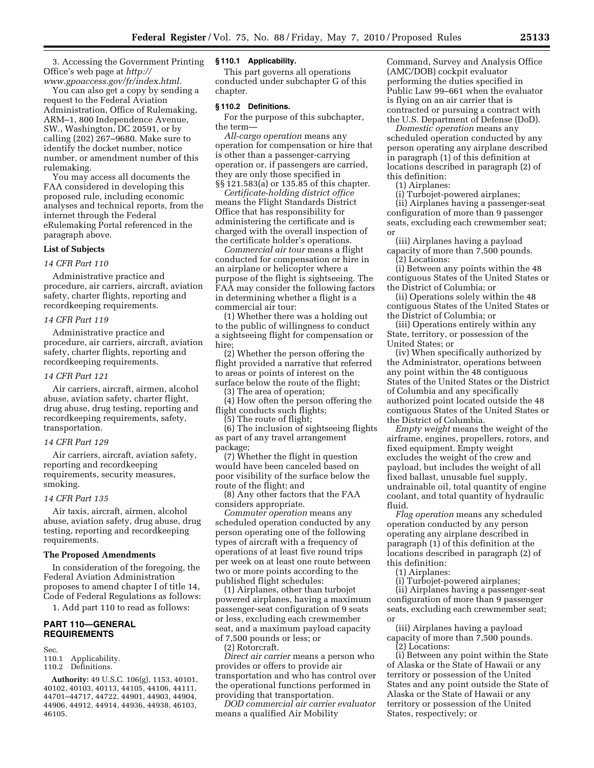3. Accessing the Government Printing Office's web page at *http://www.gpoaccess.gov/fr/index.html.*

You can also get a copy by sending a request to the Federal Aviation Administration, Office of Rulemaking, ARM–1, 800 Independence Avenue, SW., Washington, DC 20591, or by calling (202) 267–9680. Make sure to identify the docket number, notice number, or amendment number of this rulemaking.

You may access all documents the FAA considered in developing this proposed rule, including economic analyses and technical reports, from the internet through the Federal eRulemaking Portal referenced in the paragraph above.

**List of Subjects**

*14 CFR Part 110*

Administrative practice and procedure, air carriers, aircraft, aviation safety, charter flights, reporting and recordkeeping requirements.

*14 CFR Part 119*

Administrative practice and procedure, air carriers, aircraft, aviation safety, charter flights, reporting and recordkeeping requirements.

*14 CFR Part 121*

Air carriers, aircraft, airmen, alcohol abuse, aviation safety, charter flight, drug abuse, drug testing, reporting and recordkeeping requirements, safety, transportation.

*14 CFR Part 129*

Air carriers, aircraft, aviation safety, reporting and recordkeeping requirements, security measures, smoking.

*14 CFR Part 135*

Air taxis, aircraft, airmen, alcohol abuse, aviation safety, drug abuse, drug testing, reporting and recordkeeping requirements.

**The Proposed Amendments**

In consideration of the foregoing, the Federal Aviation Administration proposes to amend chapter I of title 14, Code of Federal Regulations as follows:

1. Add part 110 to read as follows:

## PART 110—GENERAL REQUIREMENTS

Sec.
110.1 Applicability.
110.2 Definitions.

**Authority:** 49 U.S.C. 106(g), 1153, 40101, 40102, 40103, 40113, 44105, 44106, 44111, 44701–44717, 44722, 44901, 44903, 44904, 44906, 44912, 44914, 44936, 44938, 46103, 46105.

### § 110.1 Applicability.

This part governs all operations conducted under subchapter G of this chapter.

### § 110.2 Definitions.

For the purpose of this subchapter, the term—

*All-cargo operation* means any operation for compensation or hire that is other than a passenger-carrying operation or, if passengers are carried, they are only those specified in §§ 121.583(a) or 135.85 of this chapter.

*Certificate-holding district office* means the Flight Standards District Office that has responsibility for administering the certificate and is charged with the overall inspection of the certificate holder's operations.

*Commercial air tour* means a flight conducted for compensation or hire in an airplane or helicopter where a purpose of the flight is sightseeing. The FAA may consider the following factors in determining whether a flight is a commercial air tour:

(1) Whether there was a holding out to the public of willingness to conduct a sightseeing flight for compensation or hire;

(2) Whether the person offering the flight provided a narrative that referred to areas or points of interest on the surface below the route of the flight;

(3) The area of operation;

(4) How often the person offering the flight conducts such flights;

(5) The route of flight;

(6) The inclusion of sightseeing flights as part of any travel arrangement package;

(7) Whether the flight in question would have been canceled based on poor visibility of the surface below the route of the flight; and

(8) Any other factors that the FAA considers appropriate.

*Commuter operation* means any scheduled operation conducted by any person operating one of the following types of aircraft with a frequency of operations of at least five round trips per week on at least one route between two or more points according to the published flight schedules:

(1) Airplanes, other than turbojet powered airplanes, having a maximum passenger-seat configuration of 9 seats or less, excluding each crewmember seat, and a maximum payload capacity of 7,500 pounds or less; or

(2) Rotorcraft.

*Direct air carrier* means a person who provides or offers to provide air transportation and who has control over the operational functions performed in providing that transportation.

*DOD commercial air carrier evaluator* means a qualified Air Mobility Command, Survey and Analysis Office (AMC/DOB) cockpit evaluator performing the duties specified in Public Law 99–661 when the evaluator is flying on an air carrier that is contracted or pursuing a contract with the U.S. Department of Defense (DoD).

*Domestic operation* means any scheduled operation conducted by any person operating any airplane described in paragraph (1) of this definition at locations described in paragraph (2) of this definition:

(1) Airplanes:

(i) Turbojet-powered airplanes;

(ii) Airplanes having a passenger-seat configuration of more than 9 passenger seats, excluding each crewmember seat; or

(iii) Airplanes having a payload capacity of more than 7,500 pounds.

(2) Locations:

(i) Between any points within the 48 contiguous States of the United States or the District of Columbia; or

(ii) Operations solely within the 48 contiguous States of the United States or the District of Columbia; or

(iii) Operations entirely within any State, territory, or possession of the United States; or

(iv) When specifically authorized by the Administrator, operations between any point within the 48 contiguous States of the United States or the District of Columbia and any specifically authorized point located outside the 48 contiguous States of the United States or the District of Columbia.

*Empty weight* means the weight of the airframe, engines, propellers, rotors, and fixed equipment. Empty weight excludes the weight of the crew and payload, but includes the weight of all fixed ballast, unusable fuel supply, undrainable oil, total quantity of engine coolant, and total quantity of hydraulic fluid.

*Flag operation* means any scheduled operation conducted by any person operating any airplane described in paragraph (1) of this definition at the locations described in paragraph (2) of this definition:

(1) Airplanes:

(i) Turbojet-powered airplanes;

(ii) Airplanes having a passenger-seat configuration of more than 9 passenger seats, excluding each crewmember seat; or

(iii) Airplanes having a payload capacity of more than 7,500 pounds.

(2) Locations:

(i) Between any point within the State of Alaska or the State of Hawaii or any territory or possession of the United States and any point outside the State of Alaska or the State of Hawaii or any territory or possession of the United States, respectively; or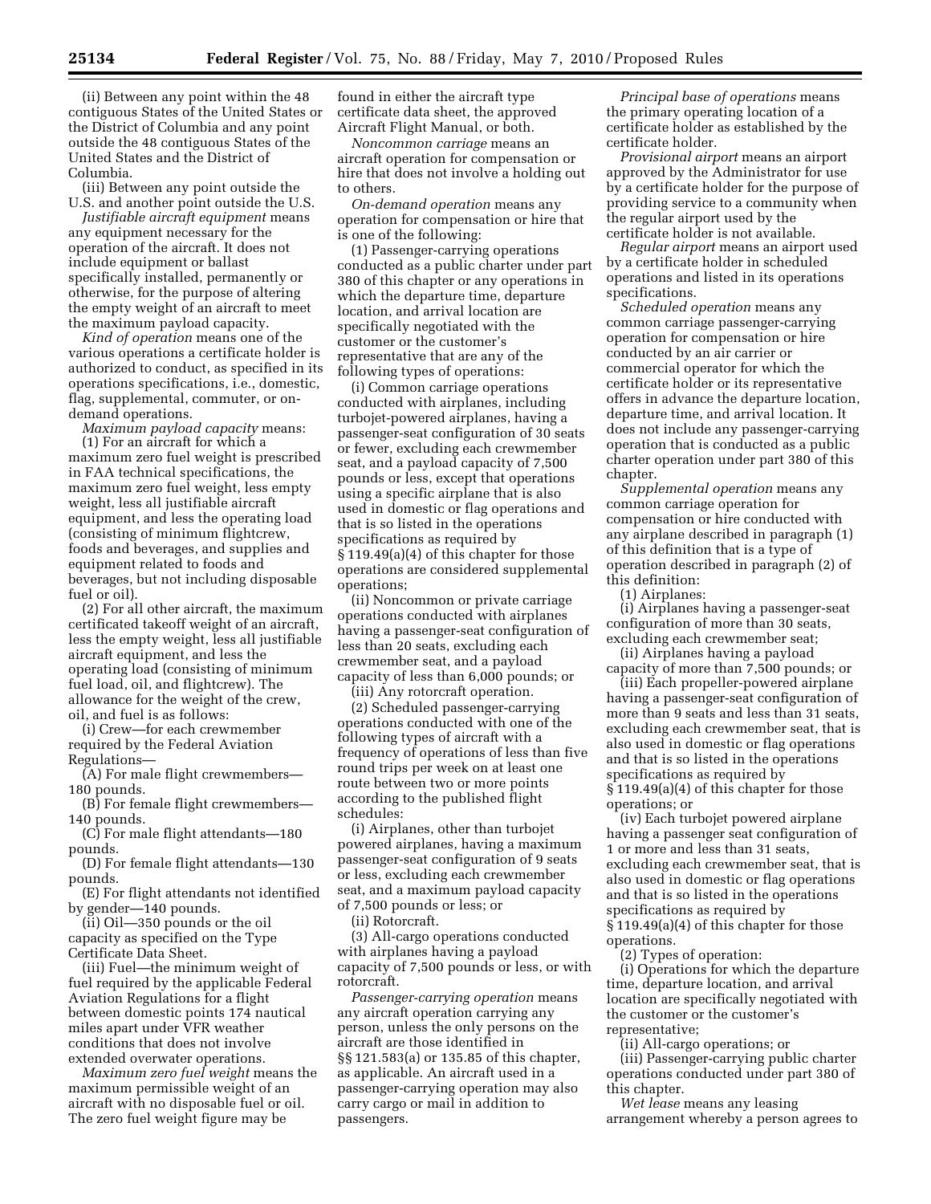(ii) Between any point within the 48 contiguous States of the United States or the District of Columbia and any point outside the 48 contiguous States of the United States and the District of Columbia.

(iii) Between any point outside the U.S. and another point outside the U.S.

*Justifiable aircraft equipment* means any equipment necessary for the operation of the aircraft. It does not include equipment or ballast specifically installed, permanently or otherwise, for the purpose of altering the empty weight of an aircraft to meet the maximum payload capacity.

*Kind of operation* means one of the various operations a certificate holder is authorized to conduct, as specified in its operations specifications, i.e., domestic, flag, supplemental, commuter, or on-demand operations.

*Maximum payload capacity* means:

(1) For an aircraft for which a maximum zero fuel weight is prescribed in FAA technical specifications, the maximum zero fuel weight, less empty weight, less all justifiable aircraft equipment, and less the operating load (consisting of minimum flightcrew, foods and beverages, and supplies and equipment related to foods and beverages, but not including disposable fuel or oil).

(2) For all other aircraft, the maximum certificated takeoff weight of an aircraft, less the empty weight, less all justifiable aircraft equipment, and less the operating load (consisting of minimum fuel load, oil, and flightcrew). The allowance for the weight of the crew, oil, and fuel is as follows:

(i) Crew—for each crewmember required by the Federal Aviation Regulations—

(A) For male flight crewmembers—180 pounds.

(B) For female flight crewmembers—140 pounds.

(C) For male flight attendants—180 pounds.

(D) For female flight attendants—130 pounds.

(E) For flight attendants not identified by gender—140 pounds.

(ii) Oil—350 pounds or the oil capacity as specified on the Type Certificate Data Sheet.

(iii) Fuel—the minimum weight of fuel required by the applicable Federal Aviation Regulations for a flight between domestic points 174 nautical miles apart under VFR weather conditions that does not involve extended overwater operations.

*Maximum zero fuel weight* means the maximum permissible weight of an aircraft with no disposable fuel or oil. The zero fuel weight figure may be found in either the aircraft type certificate data sheet, the approved Aircraft Flight Manual, or both.

*Noncommon carriage* means an aircraft operation for compensation or hire that does not involve a holding out to others.

*On-demand operation* means any operation for compensation or hire that is one of the following:

(1) Passenger-carrying operations conducted as a public charter under part 380 of this chapter or any operations in which the departure time, departure location, and arrival location are specifically negotiated with the customer or the customer's representative that are any of the following types of operations:

(i) Common carriage operations conducted with airplanes, including turbojet-powered airplanes, having a passenger-seat configuration of 30 seats or fewer, excluding each crewmember seat, and a payload capacity of 7,500 pounds or less, except that operations using a specific airplane that is also used in domestic or flag operations and that is so listed in the operations specifications as required by § 119.49(a)(4) of this chapter for those operations are considered supplemental operations;

(ii) Noncommon or private carriage operations conducted with airplanes having a passenger-seat configuration of less than 20 seats, excluding each crewmember seat, and a payload capacity of less than 6,000 pounds; or

(iii) Any rotorcraft operation.

(2) Scheduled passenger-carrying operations conducted with one of the following types of aircraft with a frequency of operations of less than five round trips per week on at least one route between two or more points according to the published flight schedules:

(i) Airplanes, other than turbojet powered airplanes, having a maximum passenger-seat configuration of 9 seats or less, excluding each crewmember seat, and a maximum payload capacity of 7,500 pounds or less; or

(ii) Rotorcraft.

(3) All-cargo operations conducted with airplanes having a payload capacity of 7,500 pounds or less, or with rotorcraft.

*Passenger-carrying operation* means any aircraft operation carrying any person, unless the only persons on the aircraft are those identified in §§ 121.583(a) or 135.85 of this chapter, as applicable. An aircraft used in a passenger-carrying operation may also carry cargo or mail in addition to passengers.

*Principal base of operations* means the primary operating location of a certificate holder as established by the certificate holder.

*Provisional airport* means an airport approved by the Administrator for use by a certificate holder for the purpose of providing service to a community when the regular airport used by the certificate holder is not available.

*Regular airport* means an airport used by a certificate holder in scheduled operations and listed in its operations specifications.

*Scheduled operation* means any common carriage passenger-carrying operation for compensation or hire conducted by an air carrier or commercial operator for which the certificate holder or its representative offers in advance the departure location, departure time, and arrival location. It does not include any passenger-carrying operation that is conducted as a public charter operation under part 380 of this chapter.

*Supplemental operation* means any common carriage operation for compensation or hire conducted with any airplane described in paragraph (1) of this definition that is a type of operation described in paragraph (2) of this definition:

(1) Airplanes:

(i) Airplanes having a passenger-seat configuration of more than 30 seats, excluding each crewmember seat;

(ii) Airplanes having a payload capacity of more than 7,500 pounds; or

(iii) Each propeller-powered airplane having a passenger-seat configuration of more than 9 seats and less than 31 seats, excluding each crewmember seat, that is also used in domestic or flag operations and that is so listed in the operations specifications as required by § 119.49(a)(4) of this chapter for those operations; or

(iv) Each turbojet powered airplane having a passenger seat configuration of 1 or more and less than 31 seats, excluding each crewmember seat, that is also used in domestic or flag operations and that is so listed in the operations specifications as required by § 119.49(a)(4) of this chapter for those operations.

(2) Types of operation:

(i) Operations for which the departure time, departure location, and arrival location are specifically negotiated with the customer or the customer's representative;

(ii) All-cargo operations; or

(iii) Passenger-carrying public charter operations conducted under part 380 of this chapter.

*Wet lease* means any leasing arrangement whereby a person agrees to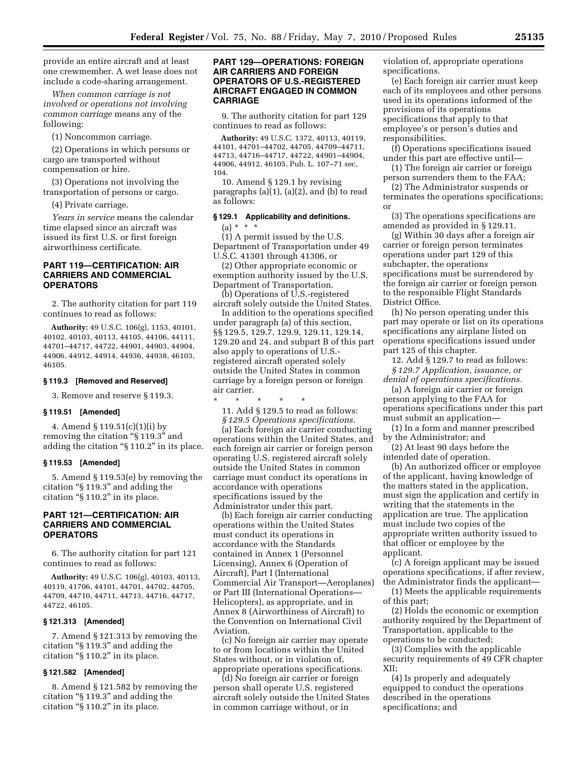provide an entire aircraft and at least one crewmember. A wet lease does not include a code-sharing arrangement.

*When common carriage is not involved or operations not involving common carriage* means any of the following:

(1) Noncommon carriage.

(2) Operations in which persons or cargo are transported without compensation or hire.

(3) Operations not involving the transportation of persons or cargo.

(4) Private carriage.

*Years in service* means the calendar time elapsed since an aircraft was issued its first U.S. or first foreign airworthiness certificate.

## PART 119—CERTIFICATION: AIR CARRIERS AND COMMERCIAL OPERATORS

2. The authority citation for part 119 continues to read as follows:

**Authority:** 49 U.S.C. 106(g), 1153, 40101, 40102, 40103, 40113, 44105, 44106, 44111, 44701–44717, 44722, 44901, 44903, 44904, 44906, 44912, 44914, 44936, 44938, 46103, 46105.

### § 119.3 [Removed and Reserved]

3. Remove and reserve § 119.3.

### § 119.51 [Amended]

4. Amend § 119.51(c)(1)(i) by removing the citation "§ 119.3" and adding the citation "§ 110.2" in its place.

### § 119.53 [Amended]

5. Amend § 119.53(e) by removing the citation "§ 119.3" and adding the citation "§ 110.2" in its place.

## PART 121—CERTIFICATION: AIR CARRIERS AND COMMERCIAL OPERATORS

6. The authority citation for part 121 continues to read as follows:

**Authority:** 49 U.S.C. 106(g), 40103, 40113, 40119, 41706, 44101, 44701, 44702, 44705, 44709, 44710, 44711, 44713, 44716, 44717, 44722, 46105.

### § 121.313 [Amended]

7. Amend § 121.313 by removing the citation "§ 119.3" and adding the citation "§ 110.2" in its place.

### § 121.582 [Amended]

8. Amend § 121.582 by removing the citation "§ 119.3" and adding the citation "§ 110.2" in its place.

## PART 129—OPERATIONS: FOREIGN AIR CARRIERS AND FOREIGN OPERATORS OF U.S.-REGISTERED AIRCRAFT ENGAGED IN COMMON CARRIAGE

9. The authority citation for part 129 continues to read as follows:

**Authority:** 49 U.S.C. 1372, 40113, 40119, 44101, 44701–44702, 44705, 44709–44711, 44713, 44716–44717, 44722, 44901–44904, 44906, 44912, 46105, Pub. L. 107–71 sec, 104.

10. Amend § 129.1 by revising paragraphs (a)(1), (a)(2), and (b) to read as follows:

### § 129.1 Applicability and definitions.

(a) * * *

(1) A permit issued by the U.S. Department of Transportation under 49 U.S.C. 41301 through 41306, or

(2) Other appropriate economic or exemption authority issued by the U.S. Department of Transportation.

(b) Operations of U.S.-registered aircraft solely outside the United States.

In addition to the operations specified under paragraph (a) of this section, §§ 129.5, 129.7, 129.9, 129.11, 129.14, 129.20 and 24, and subpart B of this part also apply to operations of U.S.-registered aircraft operated solely outside the United States in common carriage by a foreign person or foreign air carrier.

\* \* \* \* \*

11. Add § 129.5 to read as follows:

*§ 129.5 Operations specifications.*

(a) Each foreign air carrier conducting operations within the United States, and each foreign air carrier or foreign person operating U.S. registered aircraft solely outside the United States in common carriage must conduct its operations in accordance with operations specifications issued by the Administrator under this part.

(b) Each foreign air carrier conducting operations within the United States must conduct its operations in accordance with the Standards contained in Annex 1 (Personnel Licensing), Annex 6 (Operation of Aircraft), Part I (International Commercial Air Transport—Aeroplanes) or Part III (International Operations—Helicopters), as appropriate, and in Annex 8 (Airworthiness of Aircraft) to the Convention on International Civil Aviation.

(c) No foreign air carrier may operate to or from locations within the United States without, or in violation of, appropriate operations specifications.

(d) No foreign air carrier or foreign person shall operate U.S. registered aircraft solely outside the United States in common carriage without, or in violation of, appropriate operations specifications.

(e) Each foreign air carrier must keep each of its employees and other persons used in its operations informed of the provisions of its operations specifications that apply to that employee's or person's duties and responsibilities.

(f) Operations specifications issued under this part are effective until—

(1) The foreign air carrier or foreign person surrenders them to the FAA;

(2) The Administrator suspends or terminates the operations specifications; or

(3) The operations specifications are amended as provided in § 129.11.

(g) Within 30 days after a foreign air carrier or foreign person terminates operations under part 129 of this subchapter, the operations specifications must be surrendered by the foreign air carrier or foreign person to the responsible Flight Standards District Office.

(h) No person operating under this part may operate or list on its operations specifications any airplane listed on operations specifications issued under part 125 of this chapter.

12. Add § 129.7 to read as follows:

*§ 129.7 Application, issuance, or denial of operations specifications.*

(a) A foreign air carrier or foreign person applying to the FAA for operations specifications under this part must submit an application—

(1) In a form and manner prescribed by the Administrator; and

(2) At least 90 days before the intended date of operation.

(b) An authorized officer or employee of the applicant, having knowledge of the matters stated in the application, must sign the application and certify in writing that the statements in the application are true. The application must include two copies of the appropriate written authority issued to that officer or employee by the applicant.

(c) A foreign applicant may be issued operations specifications, if after review, the Administrator finds the applicant—

(1) Meets the applicable requirements of this part;

(2) Holds the economic or exemption authority required by the Department of Transportation, applicable to the operations to be conducted;

(3) Complies with the applicable security requirements of 49 CFR chapter XII;

(4) Is properly and adequately equipped to conduct the operations described in the operations specifications; and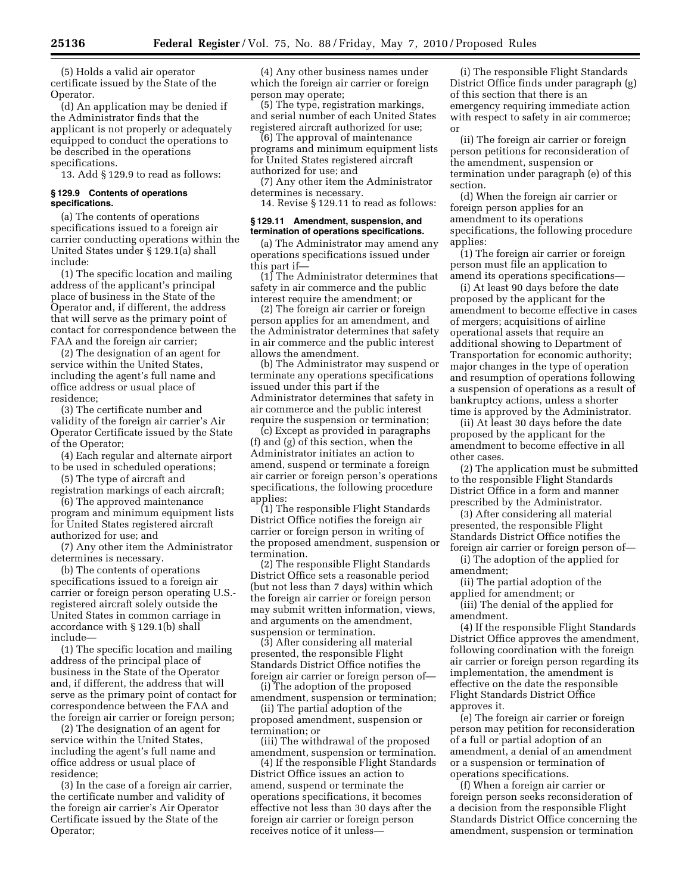(5) Holds a valid air operator certificate issued by the State of the Operator.

(d) An application may be denied if the Administrator finds that the applicant is not properly or adequately equipped to conduct the operations to be described in the operations specifications.

13. Add § 129.9 to read as follows:

### § 129.9 Contents of operations specifications.

(a) The contents of operations specifications issued to a foreign air carrier conducting operations within the United States under § 129.1(a) shall include:

(1) The specific location and mailing address of the applicant's principal place of business in the State of the Operator and, if different, the address that will serve as the primary point of contact for correspondence between the FAA and the foreign air carrier;

(2) The designation of an agent for service within the United States, including the agent's full name and office address or usual place of residence;

(3) The certificate number and validity of the foreign air carrier's Air Operator Certificate issued by the State of the Operator;

(4) Each regular and alternate airport to be used in scheduled operations;

(5) The type of aircraft and registration markings of each aircraft;

(6) The approved maintenance program and minimum equipment lists for United States registered aircraft authorized for use; and

(7) Any other item the Administrator determines is necessary.

(b) The contents of operations specifications issued to a foreign air carrier or foreign person operating U.S.-registered aircraft solely outside the United States in common carriage in accordance with § 129.1(b) shall include—

(1) The specific location and mailing address of the principal place of business in the State of the Operator and, if different, the address that will serve as the primary point of contact for correspondence between the FAA and the foreign air carrier or foreign person;

(2) The designation of an agent for service within the United States, including the agent's full name and office address or usual place of residence;

(3) In the case of a foreign air carrier, the certificate number and validity of the foreign air carrier's Air Operator Certificate issued by the State of the Operator;

(4) Any other business names under which the foreign air carrier or foreign person may operate;

(5) The type, registration markings, and serial number of each United States registered aircraft authorized for use;

(6) The approval of maintenance programs and minimum equipment lists for United States registered aircraft authorized for use; and

(7) Any other item the Administrator determines is necessary.

14. Revise § 129.11 to read as follows:

### § 129.11 Amendment, suspension, and termination of operations specifications.

(a) The Administrator may amend any operations specifications issued under this part if—

(1) The Administrator determines that safety in air commerce and the public interest require the amendment; or

(2) The foreign air carrier or foreign person applies for an amendment, and the Administrator determines that safety in air commerce and the public interest allows the amendment.

(b) The Administrator may suspend or terminate any operations specifications issued under this part if the Administrator determines that safety in air commerce and the public interest require the suspension or termination;

(c) Except as provided in paragraphs (f) and (g) of this section, when the Administrator initiates an action to amend, suspend or terminate a foreign air carrier or foreign person's operations specifications, the following procedure applies:

(1) The responsible Flight Standards District Office notifies the foreign air carrier or foreign person in writing of the proposed amendment, suspension or termination.

(2) The responsible Flight Standards District Office sets a reasonable period (but not less than 7 days) within which the foreign air carrier or foreign person may submit written information, views, and arguments on the amendment, suspension or termination.

(3) After considering all material presented, the responsible Flight Standards District Office notifies the foreign air carrier or foreign person of—

(i) The adoption of the proposed amendment, suspension or termination;

(ii) The partial adoption of the proposed amendment, suspension or termination; or

(iii) The withdrawal of the proposed amendment, suspension or termination.

(4) If the responsible Flight Standards District Office issues an action to amend, suspend or terminate the operations specifications, it becomes effective not less than 30 days after the foreign air carrier or foreign person receives notice of it unless—

(i) The responsible Flight Standards District Office finds under paragraph (g) of this section that there is an emergency requiring immediate action with respect to safety in air commerce; or

(ii) The foreign air carrier or foreign person petitions for reconsideration of the amendment, suspension or termination under paragraph (e) of this section.

(d) When the foreign air carrier or foreign person applies for an amendment to its operations specifications, the following procedure applies:

(1) The foreign air carrier or foreign person must file an application to amend its operations specifications—

(i) At least 90 days before the date proposed by the applicant for the amendment to become effective in cases of mergers; acquisitions of airline operational assets that require an additional showing to Department of Transportation for economic authority; major changes in the type of operation and resumption of operations following a suspension of operations as a result of bankruptcy actions, unless a shorter time is approved by the Administrator.

(ii) At least 30 days before the date proposed by the applicant for the amendment to become effective in all other cases.

(2) The application must be submitted to the responsible Flight Standards District Office in a form and manner prescribed by the Administrator.

(3) After considering all material presented, the responsible Flight Standards District Office notifies the foreign air carrier or foreign person of—

(i) The adoption of the applied for amendment;

(ii) The partial adoption of the applied for amendment; or

(iii) The denial of the applied for amendment.

(4) If the responsible Flight Standards District Office approves the amendment, following coordination with the foreign air carrier or foreign person regarding its implementation, the amendment is effective on the date the responsible Flight Standards District Office approves it.

(e) The foreign air carrier or foreign person may petition for reconsideration of a full or partial adoption of an amendment, a denial of an amendment or a suspension or termination of operations specifications.

(f) When a foreign air carrier or foreign person seeks reconsideration of a decision from the responsible Flight Standards District Office concerning the amendment, suspension or termination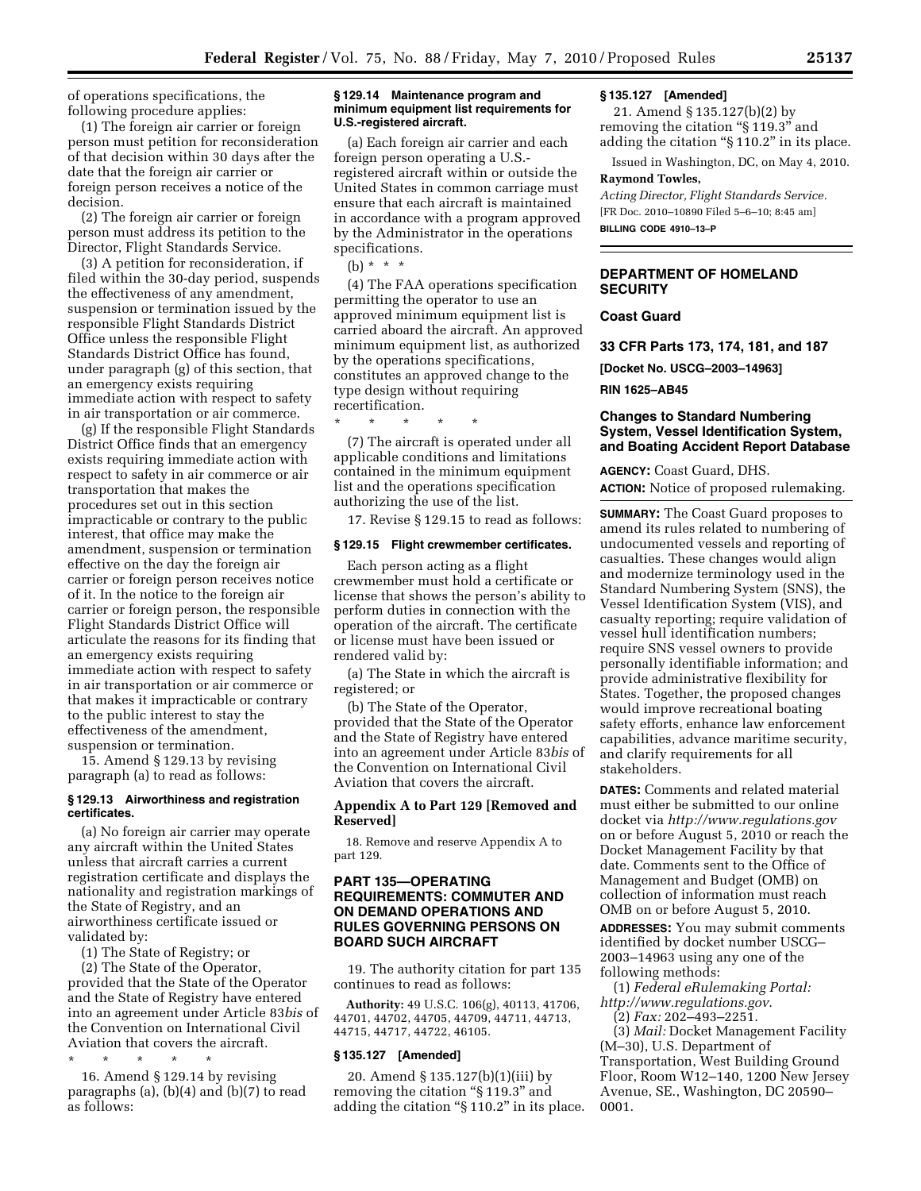of operations specifications, the following procedure applies:

(1) The foreign air carrier or foreign person must petition for reconsideration of that decision within 30 days after the date that the foreign air carrier or foreign person receives a notice of the decision.

(2) The foreign air carrier or foreign person must address its petition to the Director, Flight Standards Service.

(3) A petition for reconsideration, if filed within the 30-day period, suspends the effectiveness of any amendment, suspension or termination issued by the responsible Flight Standards District Office unless the responsible Flight Standards District Office has found, under paragraph (g) of this section, that an emergency exists requiring immediate action with respect to safety in air transportation or air commerce.

(g) If the responsible Flight Standards District Office finds that an emergency exists requiring immediate action with respect to safety in air commerce or air transportation that makes the procedures set out in this section impracticable or contrary to the public interest, that office may make the amendment, suspension or termination effective on the day the foreign air carrier or foreign person receives notice of it. In the notice to the foreign air carrier or foreign person, the responsible Flight Standards District Office will articulate the reasons for its finding that an emergency exists requiring immediate action with respect to safety in air transportation or air commerce or that makes it impracticable or contrary to the public interest to stay the effectiveness of the amendment, suspension or termination.

15. Amend § 129.13 by revising paragraph (a) to read as follows:

#### § 129.13 Airworthiness and registration certificates.

(a) No foreign air carrier may operate any aircraft within the United States unless that aircraft carries a current registration certificate and displays the nationality and registration markings of the State of Registry, and an airworthiness certificate issued or validated by:

(1) The State of Registry; or

(2) The State of the Operator, provided that the State of the Operator and the State of Registry have entered into an agreement under Article 83*bis* of the Convention on International Civil Aviation that covers the aircraft.

\* \* \* \* \*

16. Amend § 129.14 by revising paragraphs (a), (b)(4) and (b)(7) to read as follows:

#### § 129.14 Maintenance program and minimum equipment list requirements for U.S.-registered aircraft.

(a) Each foreign air carrier and each foreign person operating a U.S.-registered aircraft within or outside the United States in common carriage must ensure that each aircraft is maintained in accordance with a program approved by the Administrator in the operations specifications.

(b) \* \* \*

(4) The FAA operations specification permitting the operator to use an approved minimum equipment list is carried aboard the aircraft. An approved minimum equipment list, as authorized by the operations specifications, constitutes an approved change to the type design without requiring recertification.

\* \* \* \* \*

(7) The aircraft is operated under all applicable conditions and limitations contained in the minimum equipment list and the operations specification authorizing the use of the list.

17. Revise § 129.15 to read as follows:

#### § 129.15 Flight crewmember certificates.

Each person acting as a flight crewmember must hold a certificate or license that shows the person's ability to perform duties in connection with the operation of the aircraft. The certificate or license must have been issued or rendered valid by:

(a) The State in which the aircraft is registered; or

(b) The State of the Operator, provided that the State of the Operator and the State of Registry have entered into an agreement under Article 83*bis* of the Convention on International Civil Aviation that covers the aircraft.

### Appendix A to Part 129 [Removed and Reserved]

18. Remove and reserve Appendix A to part 129.

## PART 135—OPERATING REQUIREMENTS: COMMUTER AND ON DEMAND OPERATIONS AND RULES GOVERNING PERSONS ON BOARD SUCH AIRCRAFT

19. The authority citation for part 135 continues to read as follows:

**Authority:** 49 U.S.C. 106(g), 40113, 41706, 44701, 44702, 44705, 44709, 44711, 44713, 44715, 44717, 44722, 46105.

#### § 135.127 [Amended]

20. Amend § 135.127(b)(1)(iii) by removing the citation "§ 119.3" and adding the citation "§ 110.2" in its place.

#### § 135.127 [Amended]

21. Amend § 135.127(b)(2) by removing the citation "§ 119.3" and adding the citation "§ 110.2" in its place.

Issued in Washington, DC, on May 4, 2010.

**Raymond Towles,**

*Acting Director, Flight Standards Service.*

[FR Doc. 2010–10890 Filed 5–6–10; 8:45 am]

**BILLING CODE 4910–13–P**

---

## DEPARTMENT OF HOMELAND SECURITY

## Coast Guard

## 33 CFR Parts 173, 174, 181, and 187

**[Docket No. USCG–2003–14963]**

**RIN 1625–AB45**

## Changes to Standard Numbering System, Vessel Identification System, and Boating Accident Report Database

**AGENCY:** Coast Guard, DHS.

**ACTION:** Notice of proposed rulemaking.

**SUMMARY:** The Coast Guard proposes to amend its rules related to numbering of undocumented vessels and reporting of casualties. These changes would align and modernize terminology used in the Standard Numbering System (SNS), the Vessel Identification System (VIS), and casualty reporting; require validation of vessel hull identification numbers; require SNS vessel owners to provide personally identifiable information; and provide administrative flexibility for States. Together, the proposed changes would improve recreational boating safety efforts, enhance law enforcement capabilities, advance maritime security, and clarify requirements for all stakeholders.

**DATES:** Comments and related material must either be submitted to our online docket via *http://www.regulations.gov* on or before August 5, 2010 or reach the Docket Management Facility by that date. Comments sent to the Office of Management and Budget (OMB) on collection of information must reach OMB on or before August 5, 2010.

**ADDRESSES:** You may submit comments identified by docket number USCG–2003–14963 using any one of the following methods:

(1) *Federal eRulemaking Portal: http://www.regulations.gov*.

(2) *Fax:* 202–493–2251.

(3) *Mail:* Docket Management Facility (M–30), U.S. Department of Transportation, West Building Ground Floor, Room W12–140, 1200 New Jersey Avenue, SE., Washington, DC 20590–0001.